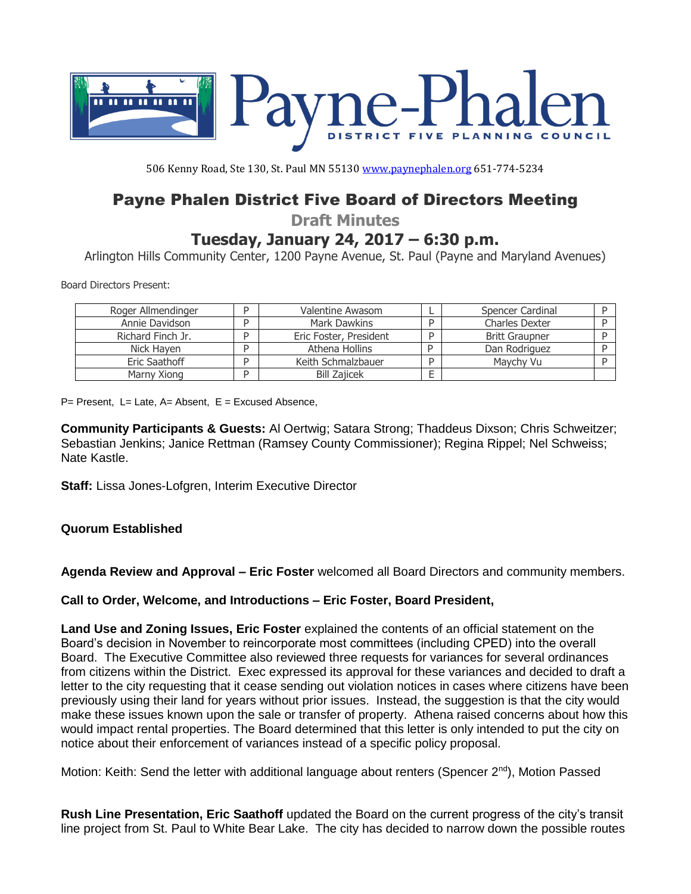Payne-Phalen

DISTRICT FIVE PLANNING COUNCIL

506 Kenny Road, Ste 130, St. Paul MN 55130 www.paynephalen.org 651-774-5234

# Payne Phalen District Five Board of Directors Meeting

## Draft Minutes

## Tuesday, January 24, 2017 – 6:30 p.m.

Arlington Hills Community Center, 1200 Payne Avenue, St. Paul (Payne and Maryland Avenues)

Board Directors Present:

| Roger Allmendinger | P | Valentine Awasom | L | Spencer Cardinal | P |
|---|---|---|---|---|---|
| Annie Davidson | P | Mark Dawkins | P | Charles Dexter | P |
| Richard Finch Jr. | P | Eric Foster, President | P | Britt Graupner | P |
| Nick Hayen | P | Athena Hollins | P | Dan Rodriguez | P |
| Eric Saathoff | P | Keith Schmalzbauer | P | Maychy Vu | P |
| Marny Xiong | P | Bill Zajicek | E | | |

P= Present, L= Late, A= Absent, E = Excused Absence,

**Community Participants & Guests:** Al Oertwig; Satara Strong; Thaddeus Dixson; Chris Schweitzer; Sebastian Jenkins; Janice Rettman (Ramsey County Commissioner); Regina Rippel; Nel Schweiss; Nate Kastle.

**Staff:** Lissa Jones-Lofgren, Interim Executive Director

**Quorum Established**

**Agenda Review and Approval – Eric Foster** welcomed all Board Directors and community members.

**Call to Order, Welcome, and Introductions – Eric Foster, Board President,**

**Land Use and Zoning Issues, Eric Foster** explained the contents of an official statement on the Board's decision in November to reincorporate most committees (including CPED) into the overall Board. The Executive Committee also reviewed three requests for variances for several ordinances from citizens within the District. Exec expressed its approval for these variances and decided to draft a letter to the city requesting that it cease sending out violation notices in cases where citizens have been previously using their land for years without prior issues. Instead, the suggestion is that the city would make these issues known upon the sale or transfer of property. Athena raised concerns about how this would impact rental properties. The Board determined that this letter is only intended to put the city on notice about their enforcement of variances instead of a specific policy proposal.

Motion: Keith: Send the letter with additional language about renters (Spencer 2nd), Motion Passed

**Rush Line Presentation, Eric Saathoff** updated the Board on the current progress of the city's transit line project from St. Paul to White Bear Lake. The city has decided to narrow down the possible routes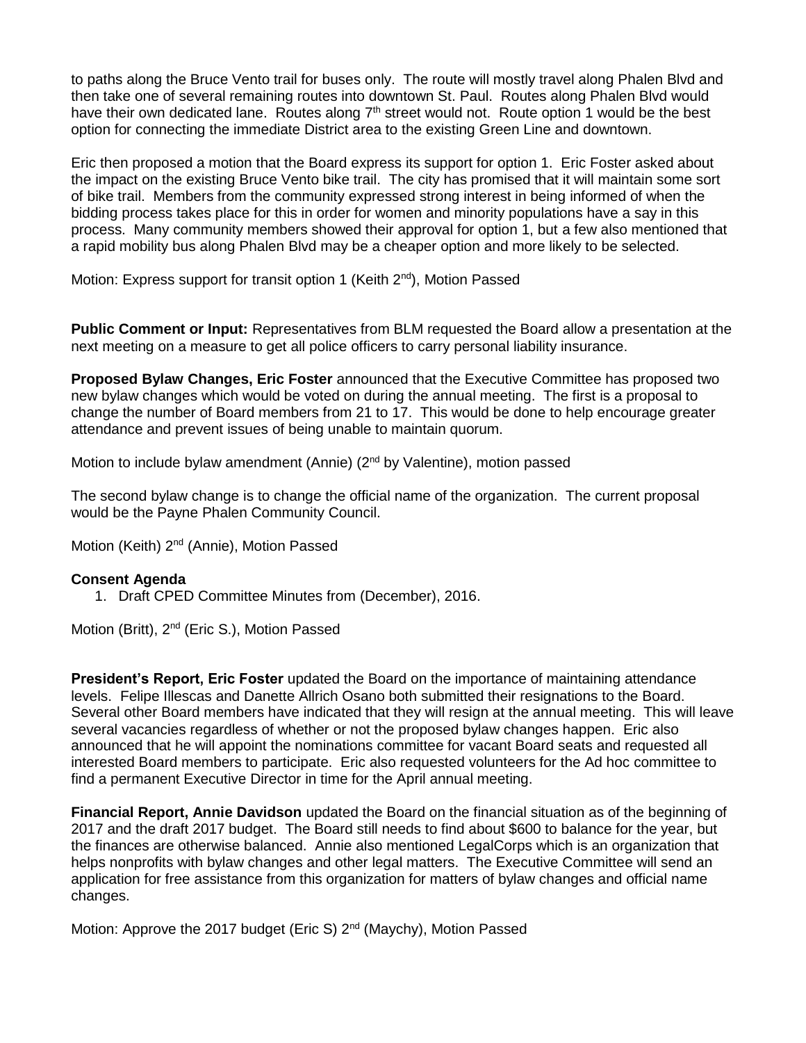to paths along the Bruce Vento trail for buses only. The route will mostly travel along Phalen Blvd and then take one of several remaining routes into downtown St. Paul. Routes along Phalen Blvd would have their own dedicated lane. Routes along 7th street would not. Route option 1 would be the best option for connecting the immediate District area to the existing Green Line and downtown.

Eric then proposed a motion that the Board express its support for option 1. Eric Foster asked about the impact on the existing Bruce Vento bike trail. The city has promised that it will maintain some sort of bike trail. Members from the community expressed strong interest in being informed of when the bidding process takes place for this in order for women and minority populations have a say in this process. Many community members showed their approval for option 1, but a few also mentioned that a rapid mobility bus along Phalen Blvd may be a cheaper option and more likely to be selected.

Motion: Express support for transit option 1 (Keith 2nd), Motion Passed

**Public Comment or Input:** Representatives from BLM requested the Board allow a presentation at the next meeting on a measure to get all police officers to carry personal liability insurance.

**Proposed Bylaw Changes, Eric Foster** announced that the Executive Committee has proposed two new bylaw changes which would be voted on during the annual meeting. The first is a proposal to change the number of Board members from 21 to 17. This would be done to help encourage greater attendance and prevent issues of being unable to maintain quorum.

Motion to include bylaw amendment (Annie) (2nd by Valentine), motion passed

The second bylaw change is to change the official name of the organization. The current proposal would be the Payne Phalen Community Council.

Motion (Keith) 2nd (Annie), Motion Passed

**Consent Agenda**

1. Draft CPED Committee Minutes from (December), 2016.

Motion (Britt), 2nd (Eric S.), Motion Passed

**President's Report, Eric Foster** updated the Board on the importance of maintaining attendance levels. Felipe Illescas and Danette Allrich Osano both submitted their resignations to the Board. Several other Board members have indicated that they will resign at the annual meeting. This will leave several vacancies regardless of whether or not the proposed bylaw changes happen. Eric also announced that he will appoint the nominations committee for vacant Board seats and requested all interested Board members to participate. Eric also requested volunteers for the Ad hoc committee to find a permanent Executive Director in time for the April annual meeting.

**Financial Report, Annie Davidson** updated the Board on the financial situation as of the beginning of 2017 and the draft 2017 budget. The Board still needs to find about $600 to balance for the year, but the finances are otherwise balanced. Annie also mentioned LegalCorps which is an organization that helps nonprofits with bylaw changes and other legal matters. The Executive Committee will send an application for free assistance from this organization for matters of bylaw changes and official name changes.

Motion: Approve the 2017 budget (Eric S) 2nd (Maychy), Motion Passed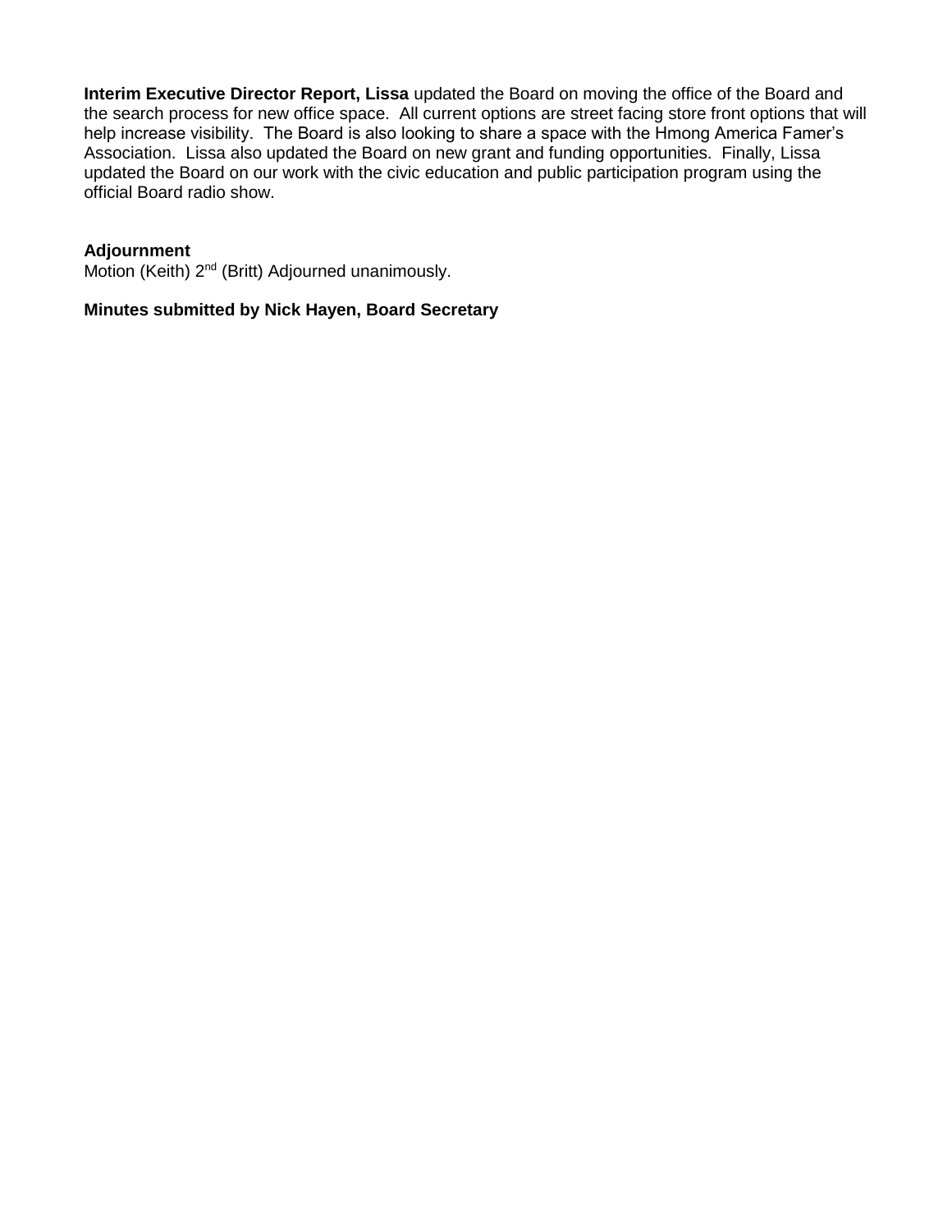**Interim Executive Director Report, Lissa** updated the Board on moving the office of the Board and the search process for new office space. All current options are street facing store front options that will help increase visibility. The Board is also looking to share a space with the Hmong America Famer's Association. Lissa also updated the Board on new grant and funding opportunities. Finally, Lissa updated the Board on our work with the civic education and public participation program using the official Board radio show.

**Adjournment**
Motion (Keith) 2nd (Britt) Adjourned unanimously.

**Minutes submitted by Nick Hayen, Board Secretary**